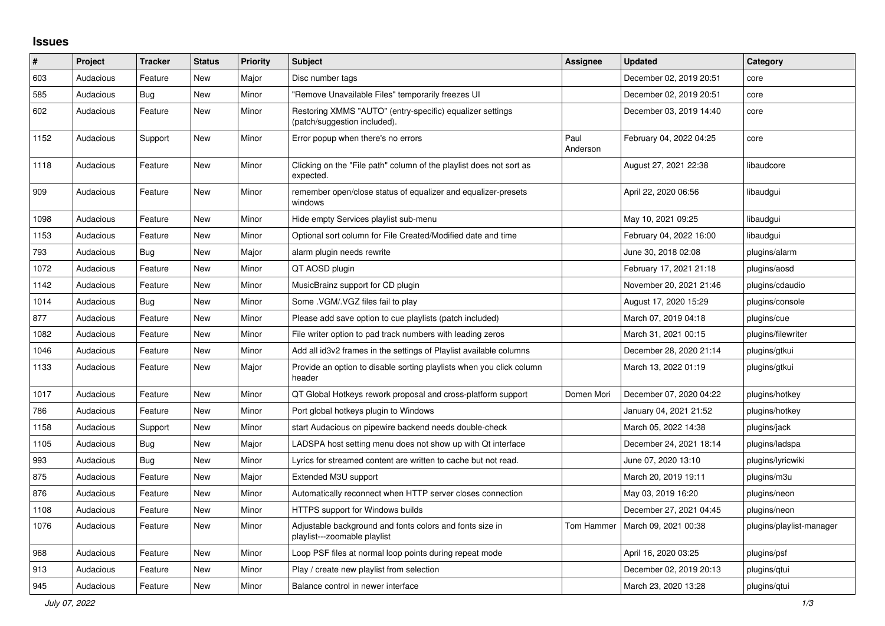## Issues

| # | Project | Tracker | Status | Priority | Subject | Assignee | Updated | Category |
|---|---|---|---|---|---|---|---|---|
| 603 | Audacious | Feature | New | Major | Disc number tags | | December 02, 2019 20:51 | core |
| 585 | Audacious | Bug | New | Minor | "Remove Unavailable Files" temporarily freezes UI | | December 02, 2019 20:51 | core |
| 602 | Audacious | Feature | New | Minor | Restoring XMMS "AUTO" (entry-specific) equalizer settings (patch/suggestion included). | | December 03, 2019 14:40 | core |
| 1152 | Audacious | Support | New | Minor | Error popup when there's no errors | Paul Anderson | February 04, 2022 04:25 | core |
| 1118 | Audacious | Feature | New | Minor | Clicking on the "File path" column of the playlist does not sort as expected. | | August 27, 2021 22:38 | libaudcore |
| 909 | Audacious | Feature | New | Minor | remember open/close status of equalizer and equalizer-presets windows | | April 22, 2020 06:56 | libaudgui |
| 1098 | Audacious | Feature | New | Minor | Hide empty Services playlist sub-menu | | May 10, 2021 09:25 | libaudgui |
| 1153 | Audacious | Feature | New | Minor | Optional sort column for File Created/Modified date and time | | February 04, 2022 16:00 | libaudgui |
| 793 | Audacious | Bug | New | Major | alarm plugin needs rewrite | | June 30, 2018 02:08 | plugins/alarm |
| 1072 | Audacious | Feature | New | Minor | QT AOSD plugin | | February 17, 2021 21:18 | plugins/aosd |
| 1142 | Audacious | Feature | New | Minor | MusicBrainz support for CD plugin | | November 20, 2021 21:46 | plugins/cdaudio |
| 1014 | Audacious | Bug | New | Minor | Some .VGM/.VGZ files fail to play | | August 17, 2020 15:29 | plugins/console |
| 877 | Audacious | Feature | New | Minor | Please add save option to cue playlists (patch included) | | March 07, 2019 04:18 | plugins/cue |
| 1082 | Audacious | Feature | New | Minor | File writer option to pad track numbers with leading zeros | | March 31, 2021 00:15 | plugins/filewriter |
| 1046 | Audacious | Feature | New | Minor | Add all id3v2 frames in the settings of Playlist available columns | | December 28, 2020 21:14 | plugins/gtkui |
| 1133 | Audacious | Feature | New | Major | Provide an option to disable sorting playlists when you click column header | | March 13, 2022 01:19 | plugins/gtkui |
| 1017 | Audacious | Feature | New | Minor | QT Global Hotkeys rework proposal and cross-platform support | Domen Mori | December 07, 2020 04:22 | plugins/hotkey |
| 786 | Audacious | Feature | New | Minor | Port global hotkeys plugin to Windows | | January 04, 2021 21:52 | plugins/hotkey |
| 1158 | Audacious | Support | New | Minor | start Audacious on pipewire backend needs double-check | | March 05, 2022 14:38 | plugins/jack |
| 1105 | Audacious | Bug | New | Major | LADSPA host setting menu does not show up with Qt interface | | December 24, 2021 18:14 | plugins/ladspa |
| 993 | Audacious | Bug | New | Minor | Lyrics for streamed content are written to cache but not read. | | June 07, 2020 13:10 | plugins/lyricwiki |
| 875 | Audacious | Feature | New | Major | Extended M3U support | | March 20, 2019 19:11 | plugins/m3u |
| 876 | Audacious | Feature | New | Minor | Automatically reconnect when HTTP server closes connection | | May 03, 2019 16:20 | plugins/neon |
| 1108 | Audacious | Feature | New | Minor | HTTPS support for Windows builds | | December 27, 2021 04:45 | plugins/neon |
| 1076 | Audacious | Feature | New | Minor | Adjustable background and fonts colors and fonts size in playlist---zoomable playlist | Tom Hammer | March 09, 2021 00:38 | plugins/playlist-manager |
| 968 | Audacious | Feature | New | Minor | Loop PSF files at normal loop points during repeat mode | | April 16, 2020 03:25 | plugins/psf |
| 913 | Audacious | Feature | New | Minor | Play / create new playlist from selection | | December 02, 2019 20:13 | plugins/qtui |
| 945 | Audacious | Feature | New | Minor | Balance control in newer interface | | March 23, 2020 13:28 | plugins/qtui |

*July 07, 2022*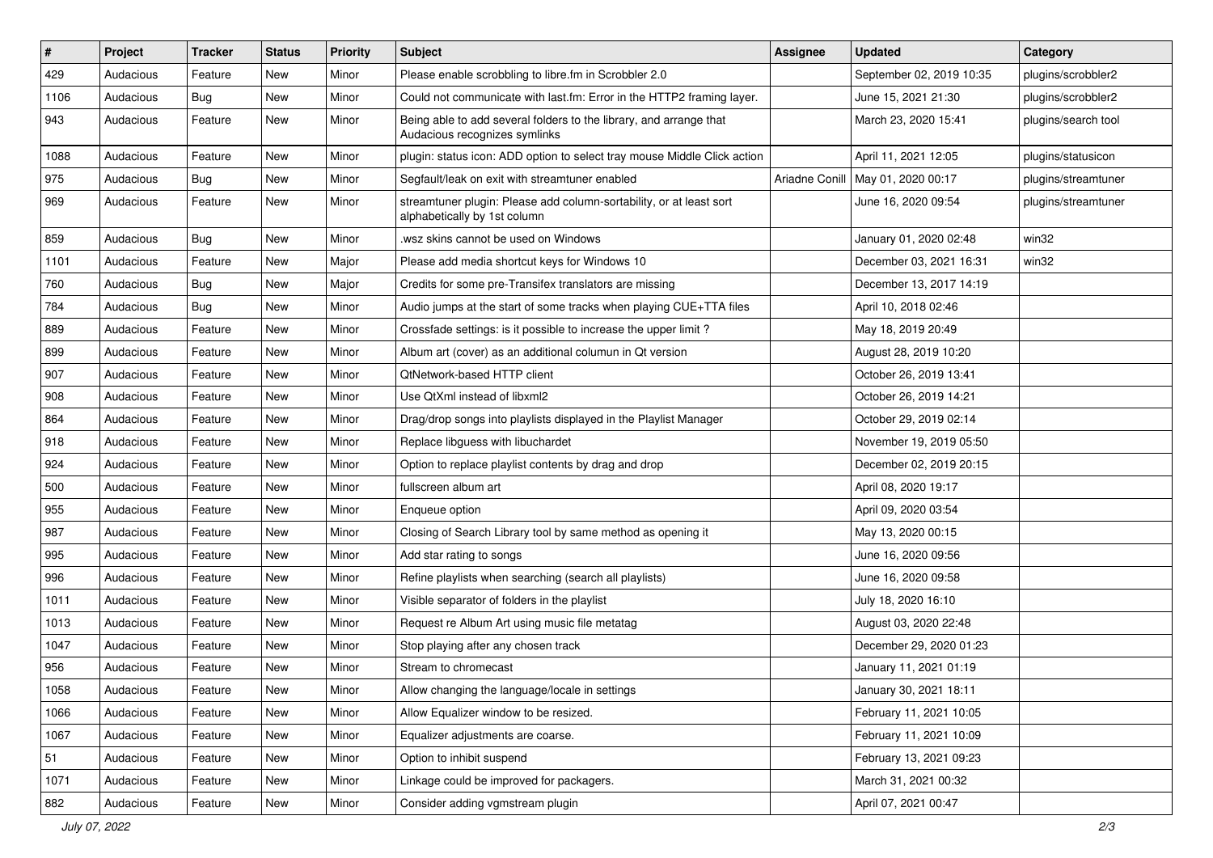| # | Project | Tracker | Status | Priority | Subject | Assignee | Updated | Category |
|---|---|---|---|---|---|---|---|---|
| 429 | Audacious | Feature | New | Minor | Please enable scrobbling to libre.fm in Scrobbler 2.0 | | September 02, 2019 10:35 | plugins/scrobbler2 |
| 1106 | Audacious | Bug | New | Minor | Could not communicate with last.fm: Error in the HTTP2 framing layer. | | June 15, 2021 21:30 | plugins/scrobbler2 |
| 943 | Audacious | Feature | New | Minor | Being able to add several folders to the library, and arrange that Audacious recognizes symlinks | | March 23, 2020 15:41 | plugins/search tool |
| 1088 | Audacious | Feature | New | Minor | plugin: status icon: ADD option to select tray mouse Middle Click action | | April 11, 2021 12:05 | plugins/statusicon |
| 975 | Audacious | Bug | New | Minor | Segfault/leak on exit with streamtuner enabled | Ariadne Conill | May 01, 2020 00:17 | plugins/streamtuner |
| 969 | Audacious | Feature | New | Minor | streamtuner plugin: Please add column-sortability, or at least sort alphabetically by 1st column | | June 16, 2020 09:54 | plugins/streamtuner |
| 859 | Audacious | Bug | New | Minor | .wsz skins cannot be used on Windows | | January 01, 2020 02:48 | win32 |
| 1101 | Audacious | Feature | New | Major | Please add media shortcut keys for Windows 10 | | December 03, 2021 16:31 | win32 |
| 760 | Audacious | Bug | New | Major | Credits for some pre-Transifex translators are missing | | December 13, 2017 14:19 | |
| 784 | Audacious | Bug | New | Minor | Audio jumps at the start of some tracks when playing CUE+TTA files | | April 10, 2018 02:46 | |
| 889 | Audacious | Feature | New | Minor | Crossfade settings: is it possible to increase the upper limit ? | | May 18, 2019 20:49 | |
| 899 | Audacious | Feature | New | Minor | Album art (cover) as an additional columun in Qt version | | August 28, 2019 10:20 | |
| 907 | Audacious | Feature | New | Minor | QtNetwork-based HTTP client | | October 26, 2019 13:41 | |
| 908 | Audacious | Feature | New | Minor | Use QtXml instead of libxml2 | | October 26, 2019 14:21 | |
| 864 | Audacious | Feature | New | Minor | Drag/drop songs into playlists displayed in the Playlist Manager | | October 29, 2019 02:14 | |
| 918 | Audacious | Feature | New | Minor | Replace libguess with libuchardet | | November 19, 2019 05:50 | |
| 924 | Audacious | Feature | New | Minor | Option to replace playlist contents by drag and drop | | December 02, 2019 20:15 | |
| 500 | Audacious | Feature | New | Minor | fullscreen album art | | April 08, 2020 19:17 | |
| 955 | Audacious | Feature | New | Minor | Enqueue option | | April 09, 2020 03:54 | |
| 987 | Audacious | Feature | New | Minor | Closing of Search Library tool by same method as opening it | | May 13, 2020 00:15 | |
| 995 | Audacious | Feature | New | Minor | Add star rating to songs | | June 16, 2020 09:56 | |
| 996 | Audacious | Feature | New | Minor | Refine playlists when searching (search all playlists) | | June 16, 2020 09:58 | |
| 1011 | Audacious | Feature | New | Minor | Visible separator of folders in the playlist | | July 18, 2020 16:10 | |
| 1013 | Audacious | Feature | New | Minor | Request re Album Art using music file metatag | | August 03, 2020 22:48 | |
| 1047 | Audacious | Feature | New | Minor | Stop playing after any chosen track | | December 29, 2020 01:23 | |
| 956 | Audacious | Feature | New | Minor | Stream to chromecast | | January 11, 2021 01:19 | |
| 1058 | Audacious | Feature | New | Minor | Allow changing the language/locale in settings | | January 30, 2021 18:11 | |
| 1066 | Audacious | Feature | New | Minor | Allow Equalizer window to be resized. | | February 11, 2021 10:05 | |
| 1067 | Audacious | Feature | New | Minor | Equalizer adjustments are coarse. | | February 11, 2021 10:09 | |
| 51 | Audacious | Feature | New | Minor | Option to inhibit suspend | | February 13, 2021 09:23 | |
| 1071 | Audacious | Feature | New | Minor | Linkage could be improved for packagers. | | March 31, 2021 00:32 | |
| 882 | Audacious | Feature | New | Minor | Consider adding vgmstream plugin | | April 07, 2021 00:47 | |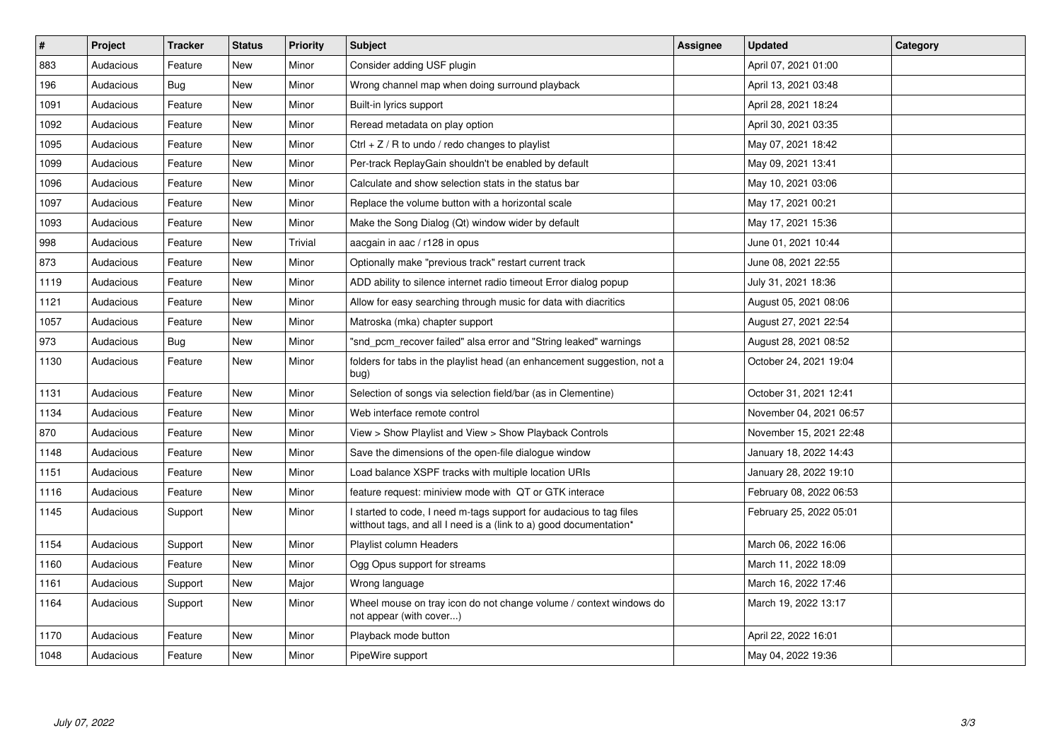| # | Project | Tracker | Status | Priority | Subject | Assignee | Updated | Category |
|---|---|---|---|---|---|---|---|---|
| 883 | Audacious | Feature | New | Minor | Consider adding USF plugin | | April 07, 2021 01:00 | |
| 196 | Audacious | Bug | New | Minor | Wrong channel map when doing surround playback | | April 13, 2021 03:48 | |
| 1091 | Audacious | Feature | New | Minor | Built-in lyrics support | | April 28, 2021 18:24 | |
| 1092 | Audacious | Feature | New | Minor | Reread metadata on play option | | April 30, 2021 03:35 | |
| 1095 | Audacious | Feature | New | Minor | Ctrl + Z / R to undo / redo changes to playlist | | May 07, 2021 18:42 | |
| 1099 | Audacious | Feature | New | Minor | Per-track ReplayGain shouldn't be enabled by default | | May 09, 2021 13:41 | |
| 1096 | Audacious | Feature | New | Minor | Calculate and show selection stats in the status bar | | May 10, 2021 03:06 | |
| 1097 | Audacious | Feature | New | Minor | Replace the volume button with a horizontal scale | | May 17, 2021 00:21 | |
| 1093 | Audacious | Feature | New | Minor | Make the Song Dialog (Qt) window wider by default | | May 17, 2021 15:36 | |
| 998 | Audacious | Feature | New | Trivial | aacgain in aac / r128 in opus | | June 01, 2021 10:44 | |
| 873 | Audacious | Feature | New | Minor | Optionally make "previous track" restart current track | | June 08, 2021 22:55 | |
| 1119 | Audacious | Feature | New | Minor | ADD ability to silence internet radio timeout Error dialog popup | | July 31, 2021 18:36 | |
| 1121 | Audacious | Feature | New | Minor | Allow for easy searching through music for data with diacritics | | August 05, 2021 08:06 | |
| 1057 | Audacious | Feature | New | Minor | Matroska (mka) chapter support | | August 27, 2021 22:54 | |
| 973 | Audacious | Bug | New | Minor | "snd_pcm_recover failed" alsa error and "String leaked" warnings | | August 28, 2021 08:52 | |
| 1130 | Audacious | Feature | New | Minor | folders for tabs in the playlist head (an enhancement suggestion, not a bug) | | October 24, 2021 19:04 | |
| 1131 | Audacious | Feature | New | Minor | Selection of songs via selection field/bar (as in Clementine) | | October 31, 2021 12:41 | |
| 1134 | Audacious | Feature | New | Minor | Web interface remote control | | November 04, 2021 06:57 | |
| 870 | Audacious | Feature | New | Minor | View > Show Playlist and View > Show Playback Controls | | November 15, 2021 22:48 | |
| 1148 | Audacious | Feature | New | Minor | Save the dimensions of the open-file dialogue window | | January 18, 2022 14:43 | |
| 1151 | Audacious | Feature | New | Minor | Load balance XSPF tracks with multiple location URIs | | January 28, 2022 19:10 | |
| 1116 | Audacious | Feature | New | Minor | feature request: miniview mode with QT or GTK interace | | February 08, 2022 06:53 | |
| 1145 | Audacious | Support | New | Minor | I started to code, I need m-tags support for audacious to tag files witthout tags, and all I need is a (link to a) good documentation* | | February 25, 2022 05:01 | |
| 1154 | Audacious | Support | New | Minor | Playlist column Headers | | March 06, 2022 16:06 | |
| 1160 | Audacious | Feature | New | Minor | Ogg Opus support for streams | | March 11, 2022 18:09 | |
| 1161 | Audacious | Support | New | Major | Wrong language | | March 16, 2022 17:46 | |
| 1164 | Audacious | Support | New | Minor | Wheel mouse on tray icon do not change volume / context windows do not appear (with cover...) | | March 19, 2022 13:17 | |
| 1170 | Audacious | Feature | New | Minor | Playback mode button | | April 22, 2022 16:01 | |
| 1048 | Audacious | Feature | New | Minor | PipeWire support | | May 04, 2022 19:36 | |

*July 07, 2022*